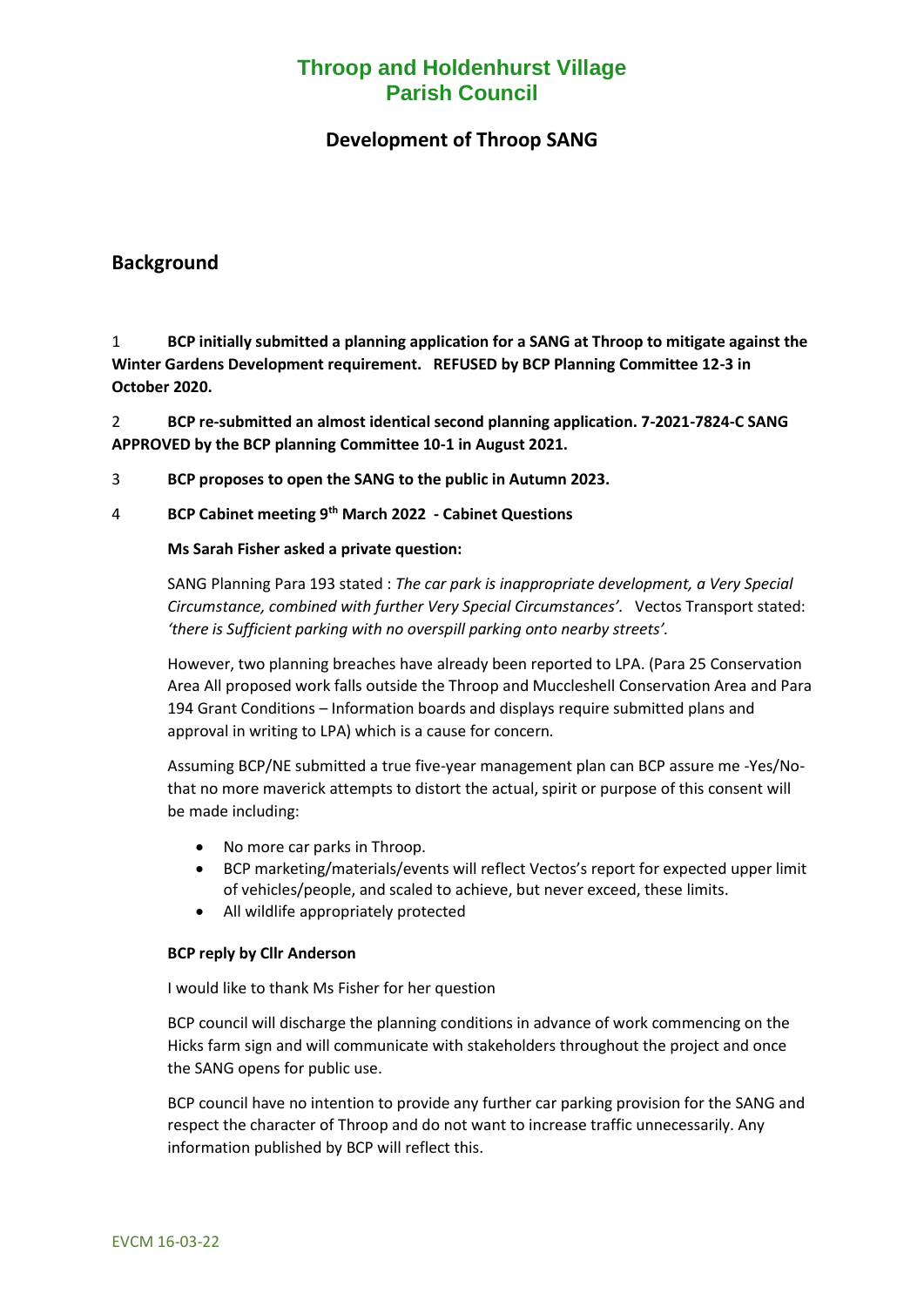# Throop and Holdenhurst Village Parish Council

## Development of Throop SANG

## Background

1 **BCP initially submitted a planning application for a SANG at Throop to mitigate against the Winter Gardens Development requirement. REFUSED by BCP Planning Committee 12-3 in October 2020.**

2 **BCP re-submitted an almost identical second planning application. 7-2021-7824-C SANG APPROVED by the BCP planning Committee 10-1 in August 2021.**

3 **BCP proposes to open the SANG to the public in Autumn 2023.**

4 **BCP Cabinet meeting 9th March 2022 - Cabinet Questions**

**Ms Sarah Fisher asked a private question:**

SANG Planning Para 193 stated : *The car park is inappropriate development, a Very Special Circumstance, combined with further Very Special Circumstances'.* Vectos Transport stated: *'there is Sufficient parking with no overspill parking onto nearby streets'.*

However, two planning breaches have already been reported to LPA. (Para 25 Conservation Area All proposed work falls outside the Throop and Muccleshell Conservation Area and Para 194 Grant Conditions – Information boards and displays require submitted plans and approval in writing to LPA) which is a cause for concern.

Assuming BCP/NE submitted a true five-year management plan can BCP assure me -Yes/No- that no more maverick attempts to distort the actual, spirit or purpose of this consent will be made including:

- No more car parks in Throop.
- BCP marketing/materials/events will reflect Vectos's report for expected upper limit of vehicles/people, and scaled to achieve, but never exceed, these limits.
- All wildlife appropriately protected

**BCP reply by Cllr Anderson**

I would like to thank Ms Fisher for her question

BCP council will discharge the planning conditions in advance of work commencing on the Hicks farm sign and will communicate with stakeholders throughout the project and once the SANG opens for public use.

BCP council have no intention to provide any further car parking provision for the SANG and respect the character of Throop and do not want to increase traffic unnecessarily. Any information published by BCP will reflect this.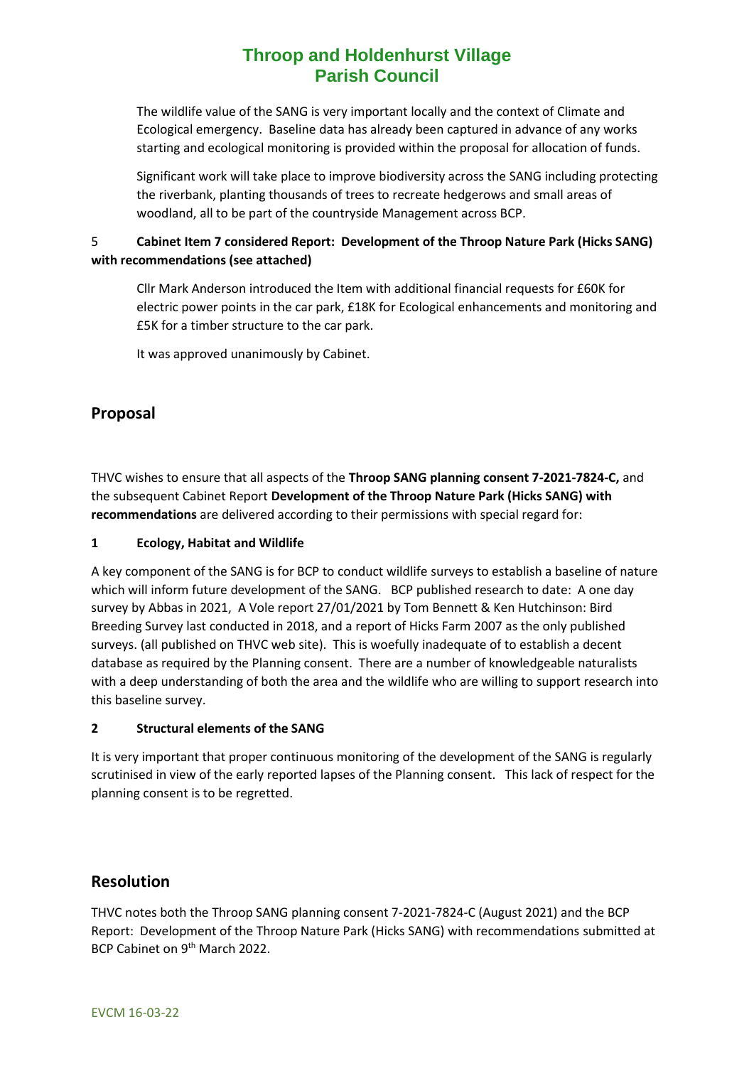The wildlife value of the SANG is very important locally and the context of Climate and Ecological emergency. Baseline data has already been captured in advance of any works starting and ecological monitoring is provided within the proposal for allocation of funds.

Significant work will take place to improve biodiversity across the SANG including protecting the riverbank, planting thousands of trees to recreate hedgerows and small areas of woodland, all to be part of the countryside Management across BCP.

5 **Cabinet Item 7 considered Report: Development of the Throop Nature Park (Hicks SANG) with recommendations (see attached)**

Cllr Mark Anderson introduced the Item with additional financial requests for £60K for electric power points in the car park, £18K for Ecological enhancements and monitoring and £5K for a timber structure to the car park.

It was approved unanimously by Cabinet.

## Proposal

THVC wishes to ensure that all aspects of the **Throop SANG planning consent 7-2021-7824-C,** and the subsequent Cabinet Report **Development of the Throop Nature Park (Hicks SANG) with recommendations** are delivered according to their permissions with special regard for:

**1 Ecology, Habitat and Wildlife**

A key component of the SANG is for BCP to conduct wildlife surveys to establish a baseline of nature which will inform future development of the SANG. BCP published research to date: A one day survey by Abbas in 2021, A Vole report 27/01/2021 by Tom Bennett & Ken Hutchinson: Bird Breeding Survey last conducted in 2018, and a report of Hicks Farm 2007 as the only published surveys. (all published on THVC web site). This is woefully inadequate of to establish a decent database as required by the Planning consent. There are a number of knowledgeable naturalists with a deep understanding of both the area and the wildlife who are willing to support research into this baseline survey.

**2 Structural elements of the SANG**

It is very important that proper continuous monitoring of the development of the SANG is regularly scrutinised in view of the early reported lapses of the Planning consent. This lack of respect for the planning consent is to be regretted.

## Resolution

THVC notes both the Throop SANG planning consent 7-2021-7824-C (August 2021) and the BCP Report: Development of the Throop Nature Park (Hicks SANG) with recommendations submitted at BCP Cabinet on 9th March 2022.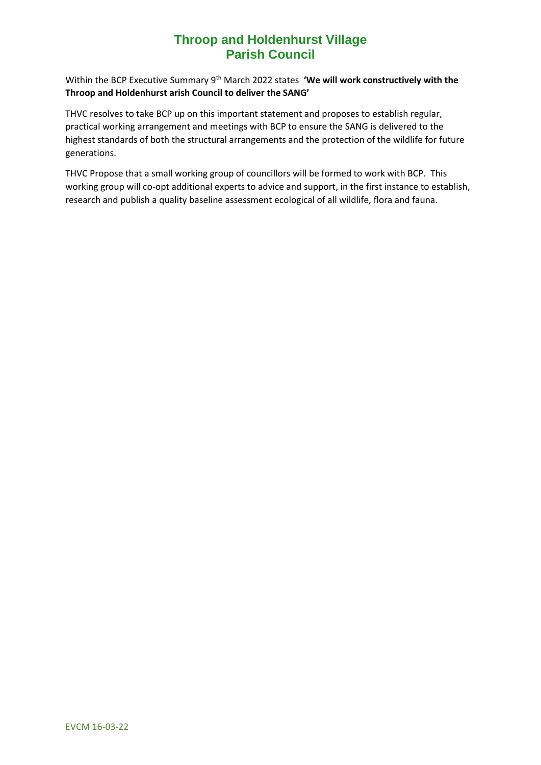# Throop and Holdenhurst Village Parish Council

Within the BCP Executive Summary 9th March 2022 states **'We will work constructively with the Throop and Holdenhurst arish Council to deliver the SANG'**

THVC resolves to take BCP up on this important statement and proposes to establish regular, practical working arrangement and meetings with BCP to ensure the SANG is delivered to the highest standards of both the structural arrangements and the protection of the wildlife for future generations.

THVC Propose that a small working group of councillors will be formed to work with BCP. This working group will co-opt additional experts to advice and support, in the first instance to establish, research and publish a quality baseline assessment ecological of all wildlife, flora and fauna.

EVCM 16-03-22